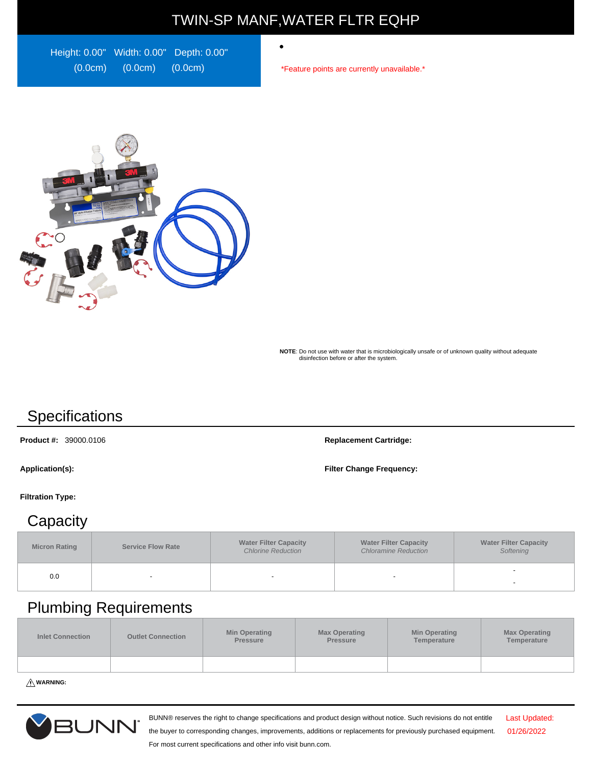# TWIN-SP MANF,WATER FLTR EQHP

Height: 0.00" (0.0cm) Width: 0.00" (0.0cm) Depth: 0.00" (0.0cm)

- 

*Feature points are currently unavailable.*

**NOTE**: Do not use with water that is microbiologically unsafe or of unknown quality without adequate disinfection before or after the system.

## Specifications

**Product #:** 39000.0106

**Replacement Cartridge:**

**Application(s):**

**Filter Change Frequency:**

**Filtration Type:**

## Capacity

| Micron Rating | Service Flow Rate | Water Filter Capacity *Chlorine Reduction* | Water Filter Capacity *Chloramine Reduction* | Water Filter Capacity *Softening* |
|---|---|---|---|---|
| 0.0 | - | - | - | - - |

## Plumbing Requirements

| Inlet Connection | Outlet Connection | Min Operating Pressure | Max Operating Pressure | Min Operating Temperature | Max Operating Temperature |
|---|---|---|---|---|---|
| | | | | | |

⚠ **WARNING:**

BUNN® reserves the right to change specifications and product design without notice. Such revisions do not entitle the buyer to corresponding changes, improvements, additions or replacements for previously purchased equipment. For most current specifications and other info visit bunn.com.

Last Updated: 01/26/2022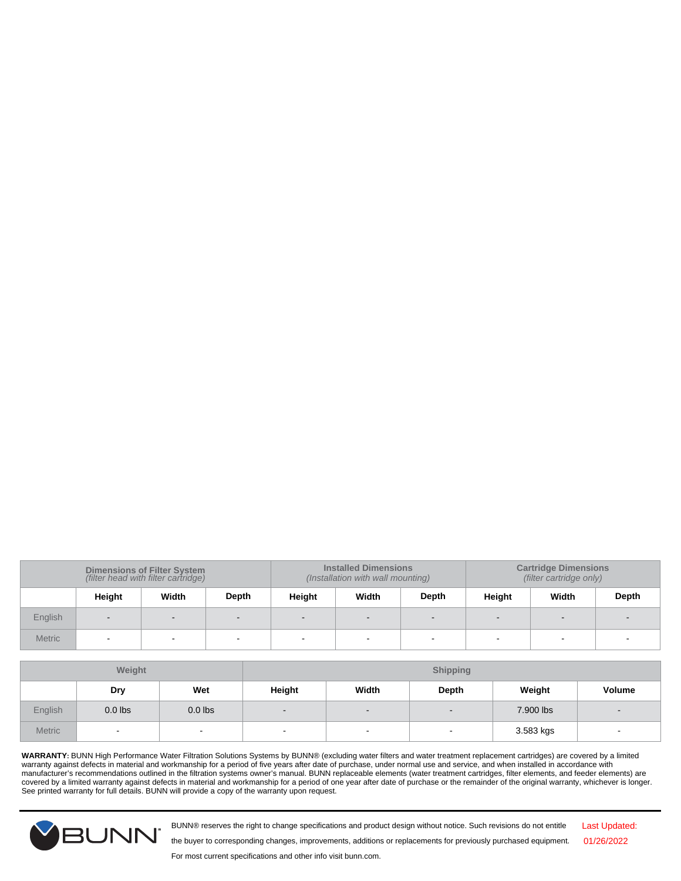| | Dimensions of Filter System *(filter head with filter cartridge)* | | | Installed Dimensions *(Installation with wall mounting)* | | | Cartridge Dimensions *(filter cartridge only)* | | |
|---|---|---|---|---|---|---|---|---|---|
| | **Height** | **Width** | **Depth** | **Height** | **Width** | **Depth** | **Height** | **Width** | **Depth** |
| English | - | - | - | - | - | - | - | - | - |
| Metric | - | - | - | - | - | - | - | - | - |

| | Weight | | Shipping | | | | |
|---|---|---|---|---|---|---|---|
| | **Dry** | **Wet** | **Height** | **Width** | **Depth** | **Weight** | **Volume** |
| English | 0.0 lbs | 0.0 lbs | - | - | - | 7.900 lbs | - |
| Metric | - | - | - | - | - | 3.583 kgs | - |

**WARRANTY:** BUNN High Performance Water Filtration Solutions Systems by BUNN® (excluding water filters and water treatment replacement cartridges) are covered by a limited warranty against defects in material and workmanship for a period of five years after date of purchase, under normal use and service, and when installed in accordance with manufacturer's recommendations outlined in the filtration systems owner's manual. BUNN replaceable elements (water treatment cartridges, filter elements, and feeder elements) are covered by a limited warranty against defects in material and workmanship for a period of one year after date of purchase or the remainder of the original warranty, whichever is longer. See printed warranty for full details. BUNN will provide a copy of the warranty upon request.

BUNN® reserves the right to change specifications and product design without notice. Such revisions do not entitle the buyer to corresponding changes, improvements, additions or replacements for previously purchased equipment. For most current specifications and other info visit bunn.com.

Last Updated: 01/26/2022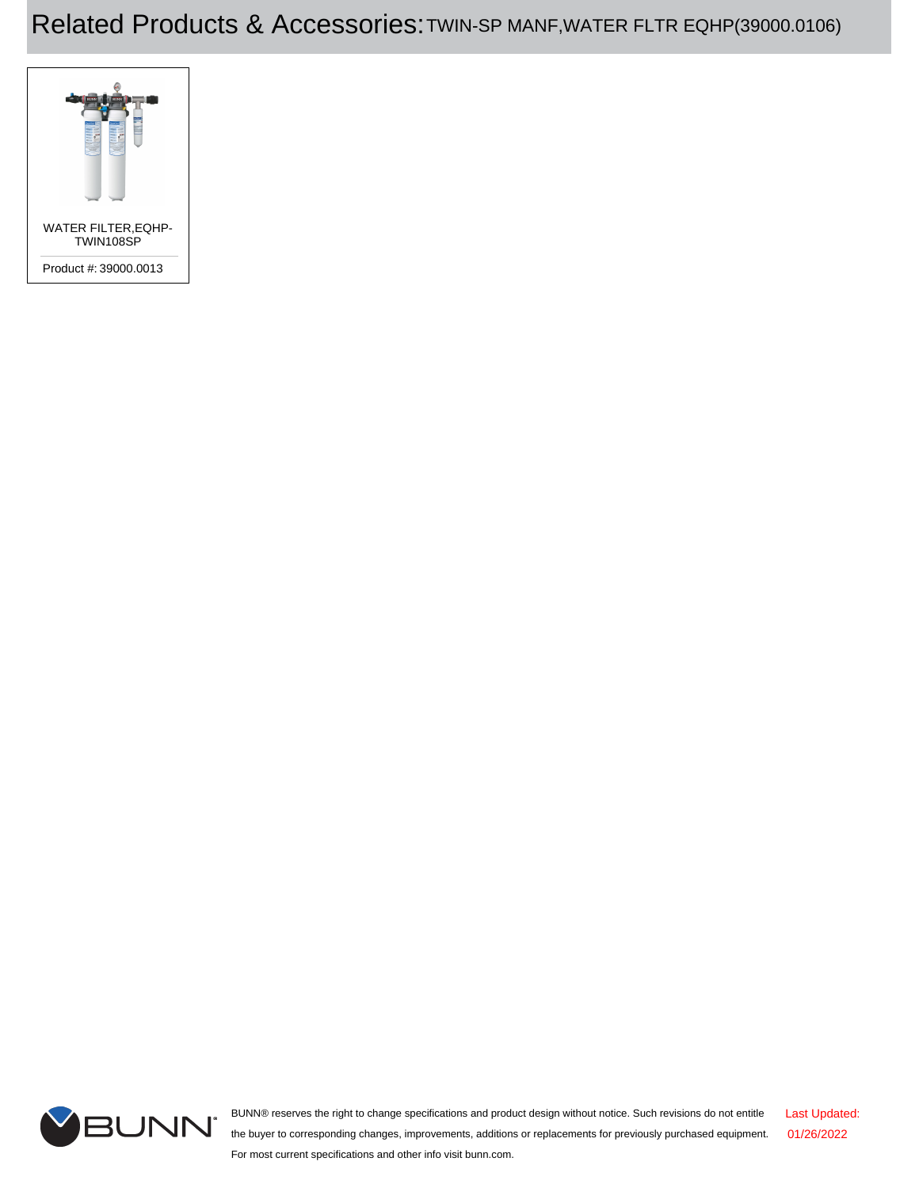# Related Products & Accessories: TWIN-SP MANF,WATER FLTR EQHP(39000.0106)

WATER FILTER,EQHP-TWIN108SP

Product #: 39000.0013

BUNN® reserves the right to change specifications and product design without notice. Such revisions do not entitle the buyer to corresponding changes, improvements, additions or replacements for previously purchased equipment. For most current specifications and other info visit bunn.com.

Last Updated: 01/26/2022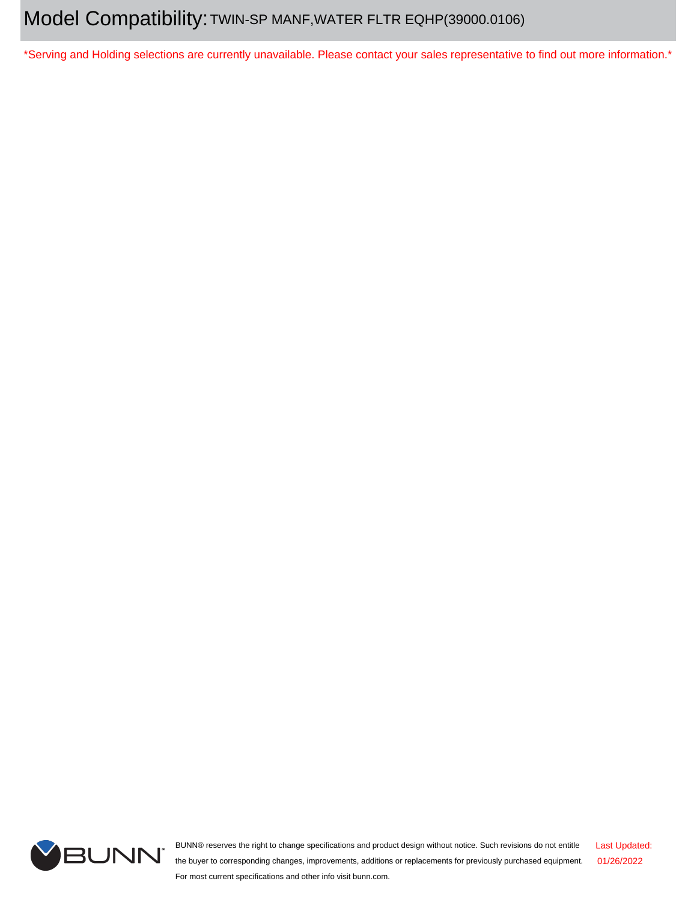# Model Compatibility: TWIN-SP MANF,WATER FLTR EQHP(39000.0106)

*Serving and Holding selections are currently unavailable. Please contact your sales representative to find out more information.*

BUNN® reserves the right to change specifications and product design without notice. Such revisions do not entitle the buyer to corresponding changes, improvements, additions or replacements for previously purchased equipment. For most current specifications and other info visit bunn.com.

Last Updated: 01/26/2022